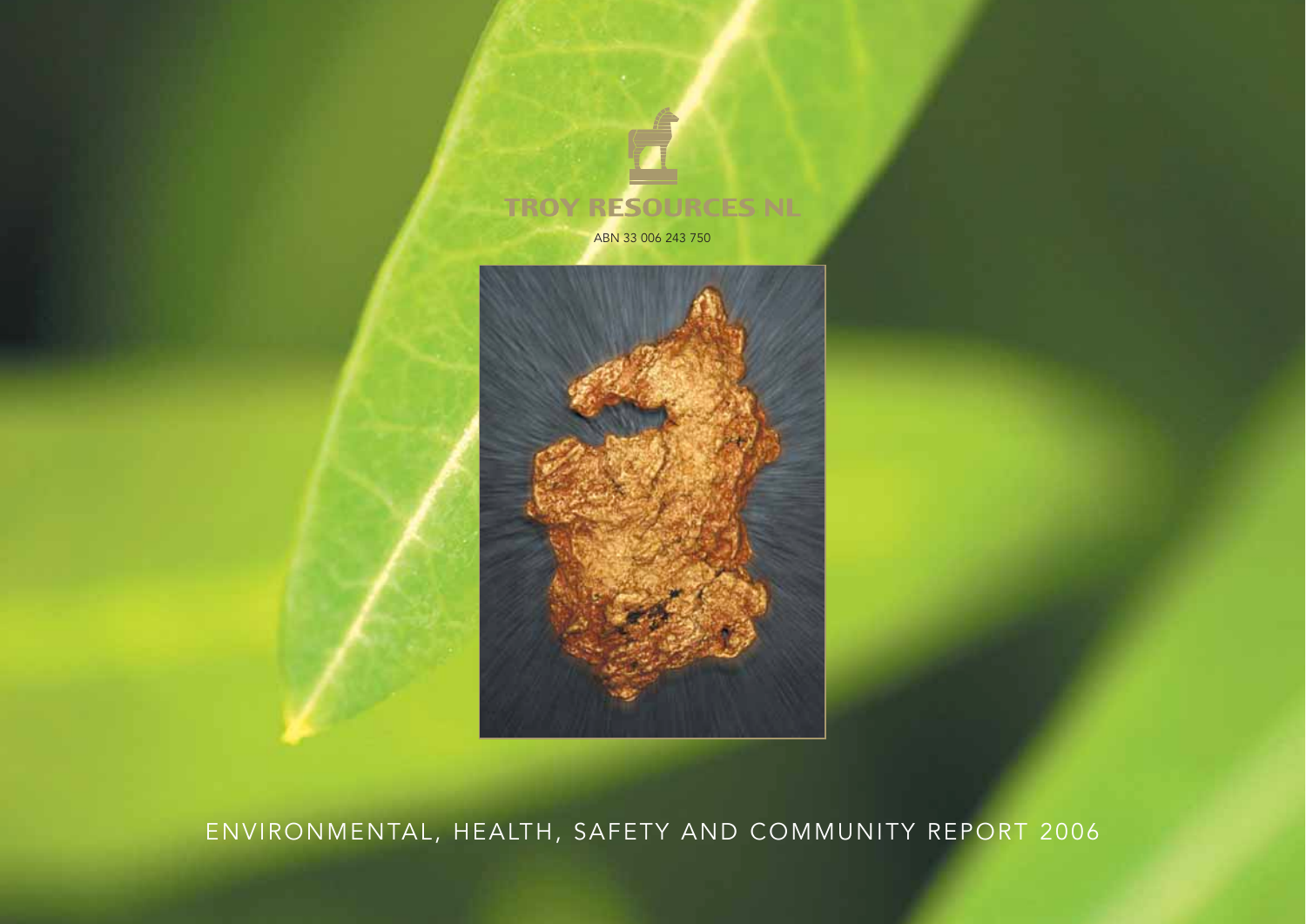# TROY RESOURCES NL

ABN 33 006 243 750

ENVIRONMENTAL, HEALTH, SAFETY AND COMMUNITY REPORT 2006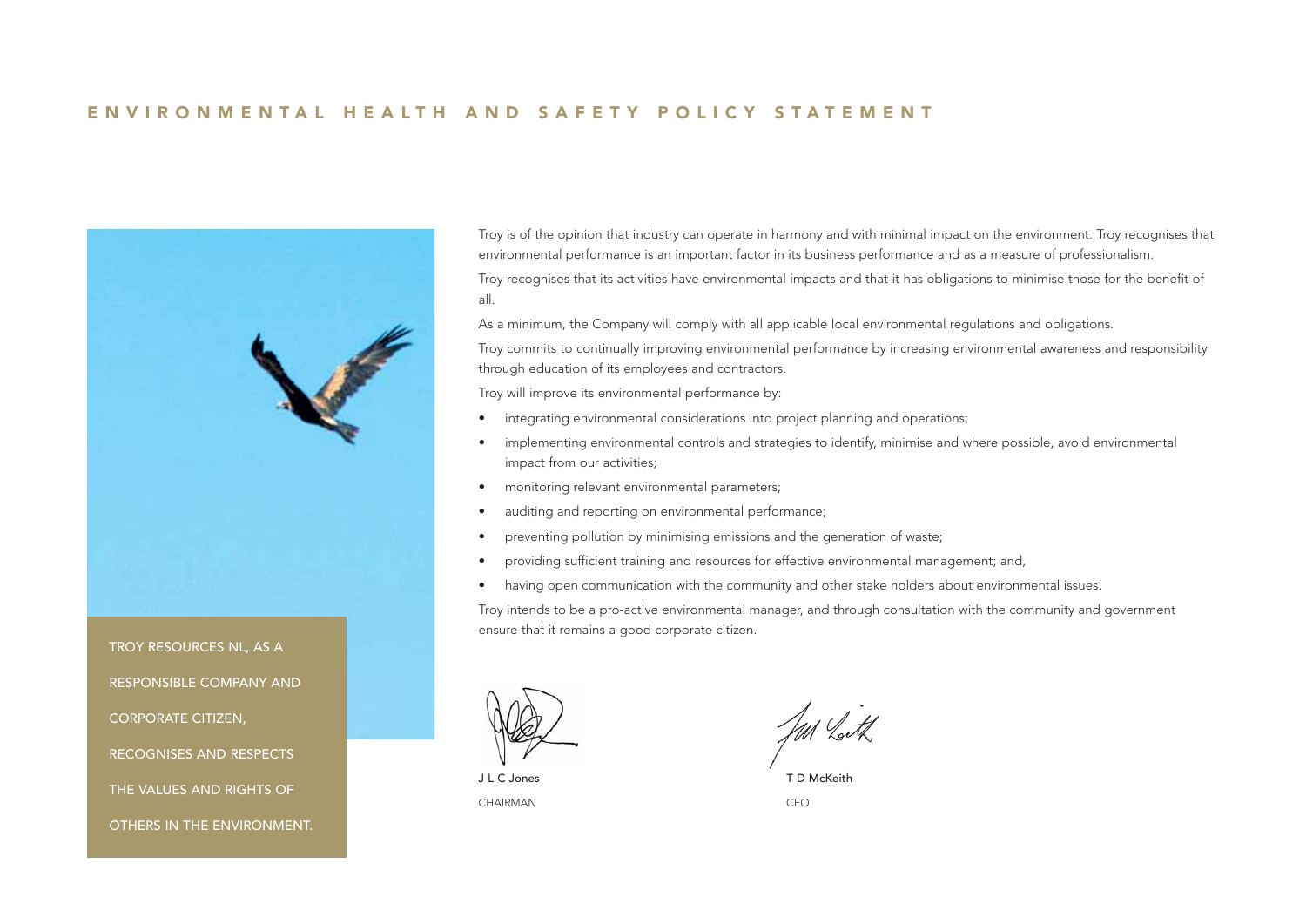# ENVIRONMENTAL HEALTH AND SAFETY POLICY STATEMENT

TROY RESOURCES NL, AS A RESPONSIBLE COMPANY AND CORPORATE CITIZEN, RECOGNISES AND RESPECTS THE VALUES AND RIGHTS OF OTHERS IN THE ENVIRONMENT.

Troy is of the opinion that industry can operate in harmony and with minimal impact on the environment. Troy recognises that environmental performance is an important factor in its business performance and as a measure of professionalism.

Troy recognises that its activities have environmental impacts and that it has obligations to minimise those for the benefit of all.

As a minimum, the Company will comply with all applicable local environmental regulations and obligations.

Troy commits to continually improving environmental performance by increasing environmental awareness and responsibility through education of its employees and contractors.

Troy will improve its environmental performance by:

- integrating environmental considerations into project planning and operations;
- implementing environmental controls and strategies to identify, minimise and where possible, avoid environmental impact from our activities;
- monitoring relevant environmental parameters;
- auditing and reporting on environmental performance;
- preventing pollution by minimising emissions and the generation of waste;
- providing sufficient training and resources for effective environmental management; and,
- having open communication with the community and other stake holders about environmental issues.

Troy intends to be a pro-active environmental manager, and through consultation with the community and government ensure that it remains a good corporate citizen.

J L C Jones
CHAIRMAN

T D McKeith
CEO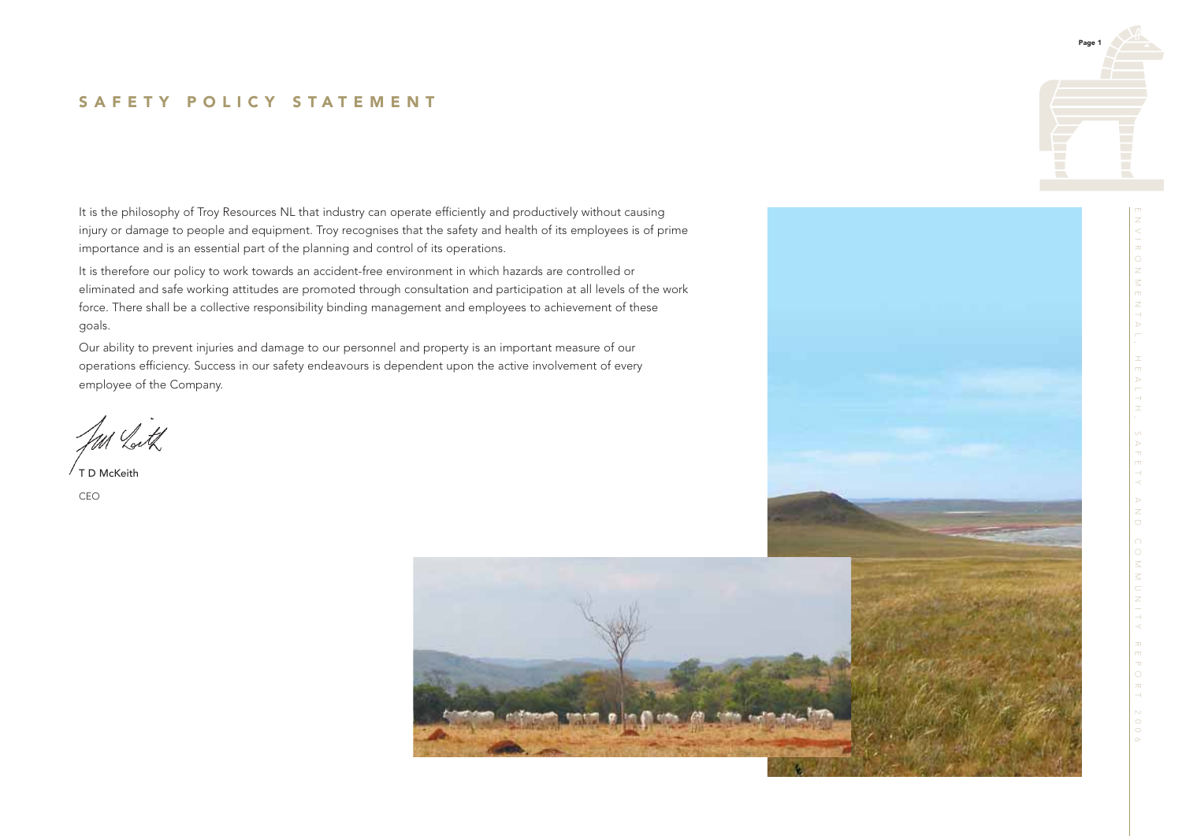# SAFETY POLICY STATEMENT

It is the philosophy of Troy Resources NL that industry can operate efficiently and productively without causing injury or damage to people and equipment. Troy recognises that the safety and health of its employees is of prime importance and is an essential part of the planning and control of its operations.

It is therefore our policy to work towards an accident-free environment in which hazards are controlled or eliminated and safe working attitudes are promoted through consultation and participation at all levels of the work force. There shall be a collective responsibility binding management and employees to achievement of these goals.

Our ability to prevent injuries and damage to our personnel and property is an important measure of our operations efficiency. Success in our safety endeavours is dependent upon the active involvement of every employee of the Company.

T D McKeith

CEO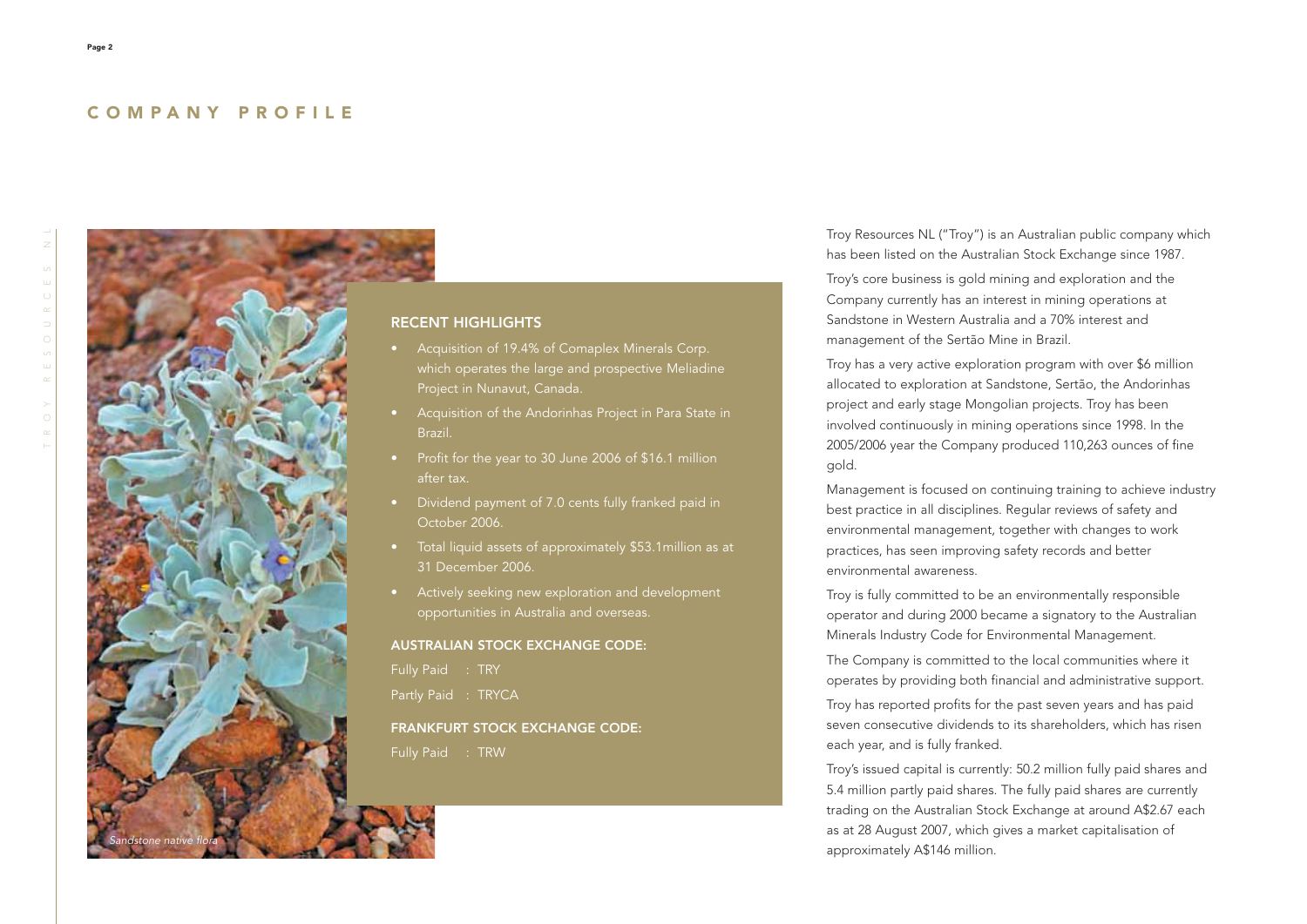# COMPANY PROFILE

## RECENT HIGHLIGHTS

- Acquisition of 19.4% of Comaplex Minerals Corp. which operates the large and prospective Meliadine Project in Nunavut, Canada.
- Acquisition of the Andorinhas Project in Para State in Brazil.
- Profit for the year to 30 June 2006 of $16.1 million after tax.
- Dividend payment of 7.0 cents fully franked paid in October 2006.
- Total liquid assets of approximately $53.1million as at 31 December 2006.
- Actively seeking new exploration and development opportunities in Australia and overseas.

### AUSTRALIAN STOCK EXCHANGE CODE:

Fully Paid : TRY

Partly Paid : TRYCA

### FRANKFURT STOCK EXCHANGE CODE:

Fully Paid : TRW

*Sandstone native flora*

Troy Resources NL ("Troy") is an Australian public company which has been listed on the Australian Stock Exchange since 1987.

Troy's core business is gold mining and exploration and the Company currently has an interest in mining operations at Sandstone in Western Australia and a 70% interest and management of the Sertão Mine in Brazil.

Troy has a very active exploration program with over $6 million allocated to exploration at Sandstone, Sertão, the Andorinhas project and early stage Mongolian projects. Troy has been involved continuously in mining operations since 1998. In the 2005/2006 year the Company produced 110,263 ounces of fine gold.

Management is focused on continuing training to achieve industry best practice in all disciplines. Regular reviews of safety and environmental management, together with changes to work practices, has seen improving safety records and better environmental awareness.

Troy is fully committed to be an environmentally responsible operator and during 2000 became a signatory to the Australian Minerals Industry Code for Environmental Management.

The Company is committed to the local communities where it operates by providing both financial and administrative support.

Troy has reported profits for the past seven years and has paid seven consecutive dividends to its shareholders, which has risen each year, and is fully franked.

Troy's issued capital is currently: 50.2 million fully paid shares and 5.4 million partly paid shares. The fully paid shares are currently trading on the Australian Stock Exchange at around A$2.67 each as at 28 August 2007, which gives a market capitalisation of approximately A$146 million.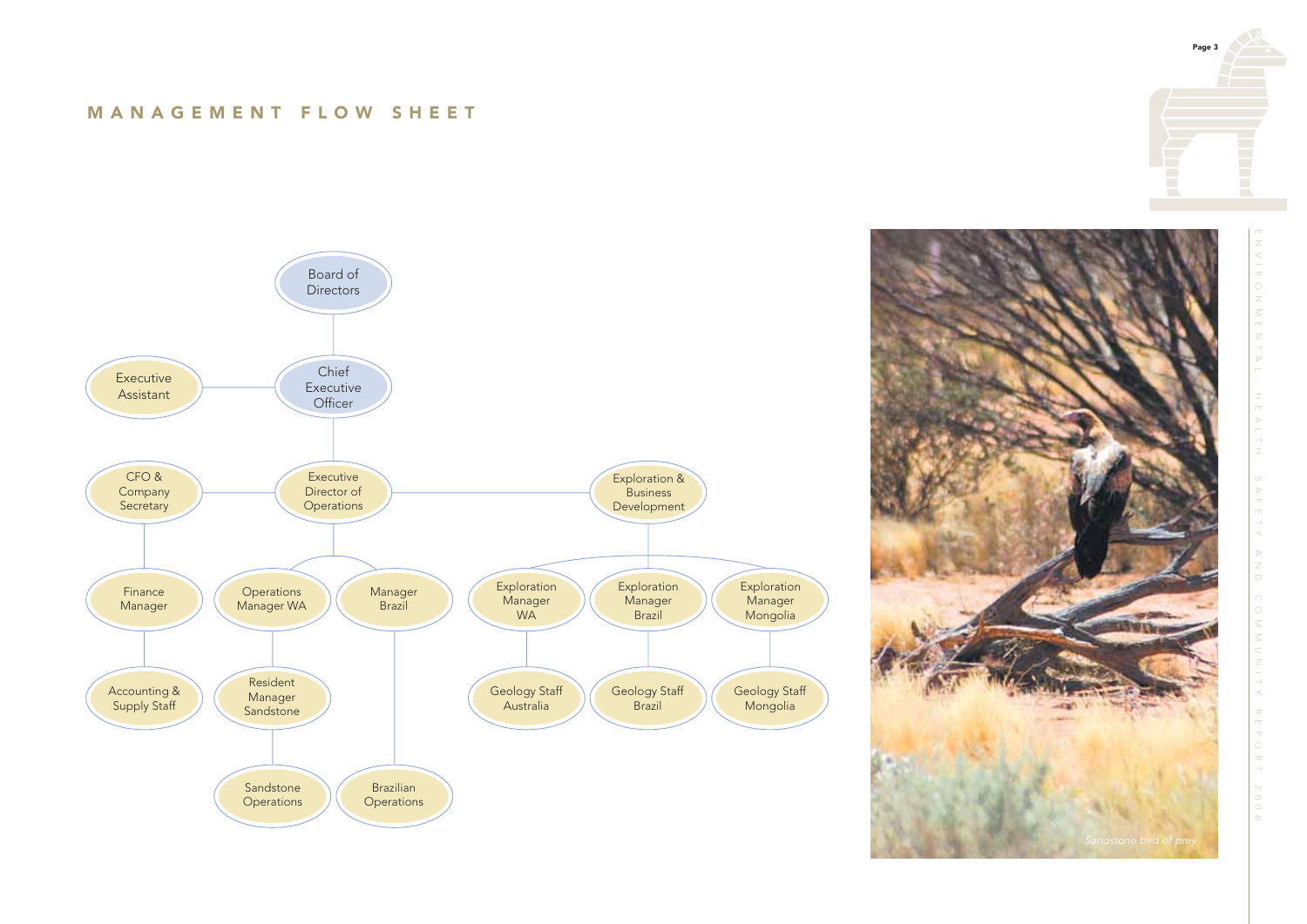## MANAGEMENT FLOW SHEET

- Board of Directors
  - Chief Executive Officer
    - Executive Assistant
    - Executive Director of Operations
      - CFO & Company Secretary
        - Finance Manager
          - Accounting & Supply Staff
      - Operations Manager WA
        - Resident Manager Sandstone
          - Sandstone Operations
      - Manager Brazil
        - Brazilian Operations
      - Exploration & Business Development
        - Exploration Manager WA
          - Geology Staff Australia
        - Exploration Manager Brazil
          - Geology Staff Brazil
        - Exploration Manager Mongolia
          - Geology Staff Mongolia

*Sandstone bird of prey*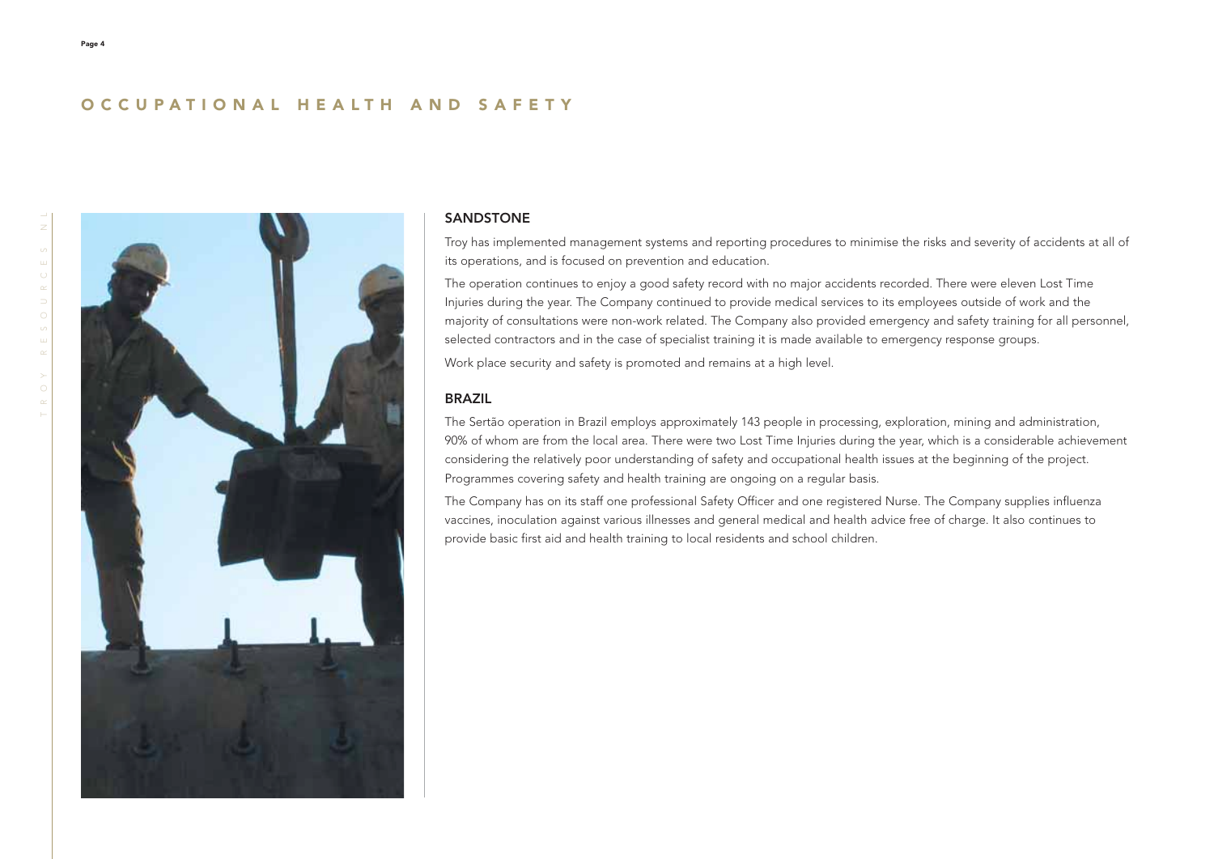# OCCUPATIONAL HEALTH AND SAFETY

## SANDSTONE

Troy has implemented management systems and reporting procedures to minimise the risks and severity of accidents at all of its operations, and is focused on prevention and education.

The operation continues to enjoy a good safety record with no major accidents recorded. There were eleven Lost Time Injuries during the year. The Company continued to provide medical services to its employees outside of work and the majority of consultations were non-work related. The Company also provided emergency and safety training for all personnel, selected contractors and in the case of specialist training it is made available to emergency response groups.

Work place security and safety is promoted and remains at a high level.

## BRAZIL

The Sertão operation in Brazil employs approximately 143 people in processing, exploration, mining and administration, 90% of whom are from the local area. There were two Lost Time Injuries during the year, which is a considerable achievement considering the relatively poor understanding of safety and occupational health issues at the beginning of the project. Programmes covering safety and health training are ongoing on a regular basis.

The Company has on its staff one professional Safety Officer and one registered Nurse. The Company supplies influenza vaccines, inoculation against various illnesses and general medical and health advice free of charge. It also continues to provide basic first aid and health training to local residents and school children.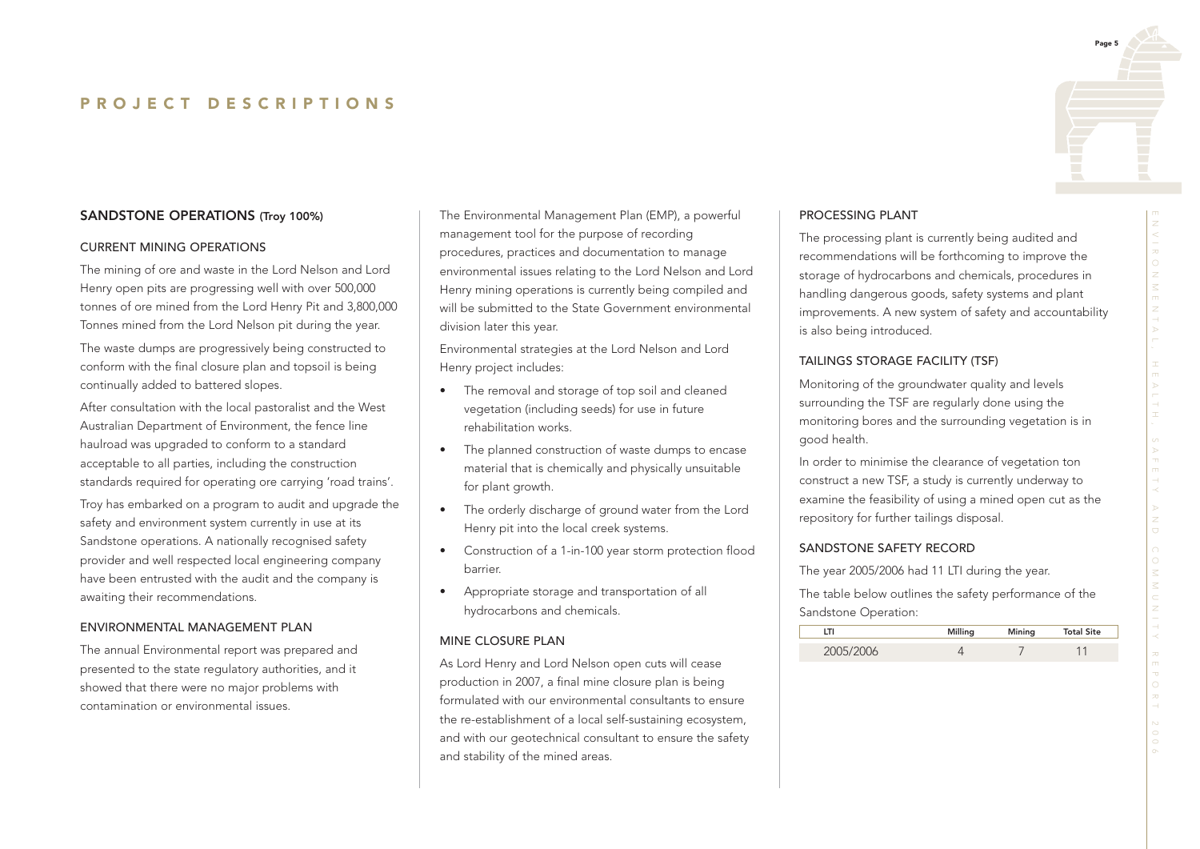# PROJECT DESCRIPTIONS

## SANDSTONE OPERATIONS (Troy 100%)

### CURRENT MINING OPERATIONS

The mining of ore and waste in the Lord Nelson and Lord Henry open pits are progressing well with over 500,000 tonnes of ore mined from the Lord Henry Pit and 3,800,000 Tonnes mined from the Lord Nelson pit during the year.

The waste dumps are progressively being constructed to conform with the final closure plan and topsoil is being continually added to battered slopes.

After consultation with the local pastoralist and the West Australian Department of Environment, the fence line haulroad was upgraded to conform to a standard acceptable to all parties, including the construction standards required for operating ore carrying 'road trains'.

Troy has embarked on a program to audit and upgrade the safety and environment system currently in use at its Sandstone operations. A nationally recognised safety provider and well respected local engineering company have been entrusted with the audit and the company is awaiting their recommendations.

### ENVIRONMENTAL MANAGEMENT PLAN

The annual Environmental report was prepared and presented to the state regulatory authorities, and it showed that there were no major problems with contamination or environmental issues.

The Environmental Management Plan (EMP), a powerful management tool for the purpose of recording procedures, practices and documentation to manage environmental issues relating to the Lord Nelson and Lord Henry mining operations is currently being compiled and will be submitted to the State Government environmental division later this year.

Environmental strategies at the Lord Nelson and Lord Henry project includes:

- The removal and storage of top soil and cleaned vegetation (including seeds) for use in future rehabilitation works.
- The planned construction of waste dumps to encase material that is chemically and physically unsuitable for plant growth.
- The orderly discharge of ground water from the Lord Henry pit into the local creek systems.
- Construction of a 1-in-100 year storm protection flood barrier.
- Appropriate storage and transportation of all hydrocarbons and chemicals.

### MINE CLOSURE PLAN

As Lord Henry and Lord Nelson open cuts will cease production in 2007, a final mine closure plan is being formulated with our environmental consultants to ensure the re-establishment of a local self-sustaining ecosystem, and with our geotechnical consultant to ensure the safety and stability of the mined areas.

### PROCESSING PLANT

The processing plant is currently being audited and recommendations will be forthcoming to improve the storage of hydrocarbons and chemicals, procedures in handling dangerous goods, safety systems and plant improvements. A new system of safety and accountability is also being introduced.

### TAILINGS STORAGE FACILITY (TSF)

Monitoring of the groundwater quality and levels surrounding the TSF are regularly done using the monitoring bores and the surrounding vegetation is in good health.

In order to minimise the clearance of vegetation ton construct a new TSF, a study is currently underway to examine the feasibility of using a mined open cut as the repository for further tailings disposal.

### SANDSTONE SAFETY RECORD

The year 2005/2006 had 11 LTI during the year.

The table below outlines the safety performance of the Sandstone Operation:

| LTI | Milling | Mining | Total Site |
|---|---|---|---|
| 2005/2006 | 4 | 7 | 11 |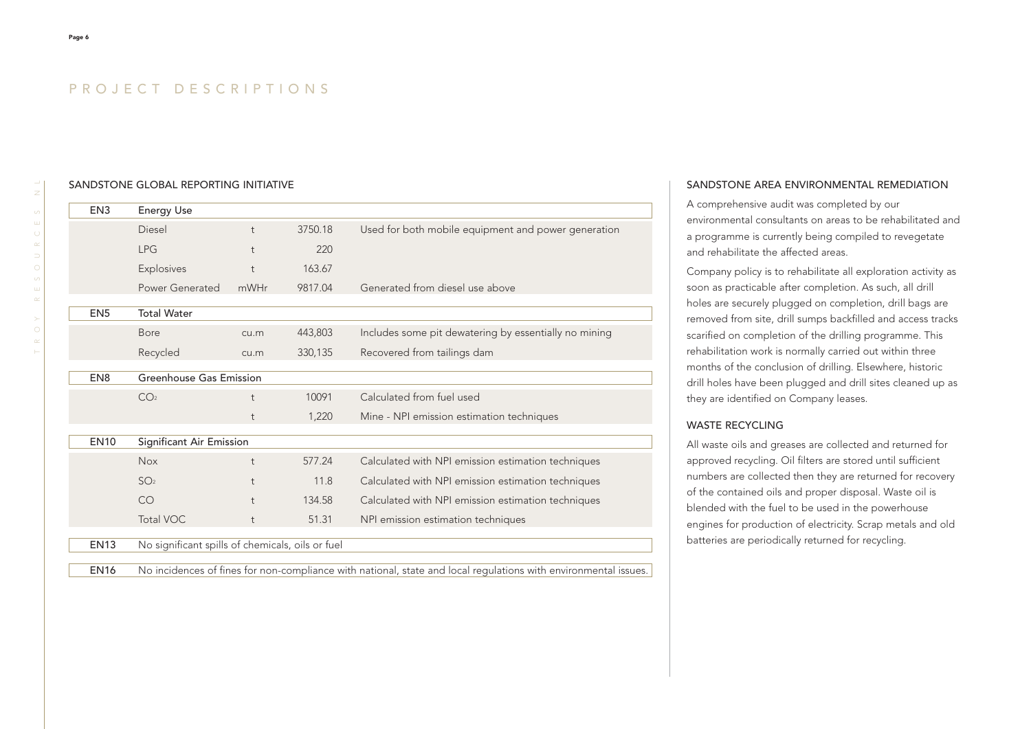# PROJECT DESCRIPTIONS

## SANDSTONE GLOBAL REPORTING INITIATIVE

| Code | Item | Unit | Value | Notes |
|---|---|---|---|---|
| EN3 | Energy Use | | | |
| | Diesel | t | 3750.18 | Used for both mobile equipment and power generation |
| | LPG | t | 220 | |
| | Explosives | t | 163.67 | |
| | Power Generated | mWHr | 9817.04 | Generated from diesel use above |
| EN5 | Total Water | | | |
| | Bore | cu.m | 443,803 | Includes some pit dewatering by essentially no mining |
| | Recycled | cu.m | 330,135 | Recovered from tailings dam |
| EN8 | Greenhouse Gas Emission | | | |
| | $CO_2$ | t | 10091 | Calculated from fuel used |
| | | t | 1,220 | Mine - NPI emission estimation techniques |
| EN10 | Significant Air Emission | | | |
| | Nox | t | 577.24 | Calculated with NPI emission estimation techniques |
| | $SO_2$ | t | 11.8 | Calculated with NPI emission estimation techniques |
| | CO | t | 134.58 | Calculated with NPI emission estimation techniques |
| | Total VOC | t | 51.31 | NPI emission estimation techniques |
| EN13 | No significant spills of chemicals, oils or fuel | | | |
| EN16 | No incidences of fines for non-compliance with national, state and local regulations with environmental issues. | | | |

## SANDSTONE AREA ENVIRONMENTAL REMEDIATION

A comprehensive audit was completed by our environmental consultants on areas to be rehabilitated and a programme is currently being compiled to revegetate and rehabilitate the affected areas.

Company policy is to rehabilitate all exploration activity as soon as practicable after completion. As such, all drill holes are securely plugged on completion, drill bags are removed from site, drill sumps backfilled and access tracks scarified on completion of the drilling programme. This rehabilitation work is normally carried out within three months of the conclusion of drilling. Elsewhere, historic drill holes have been plugged and drill sites cleaned up as they are identified on Company leases.

## WASTE RECYCLING

All waste oils and greases are collected and returned for approved recycling. Oil filters are stored until sufficient numbers are collected then they are returned for recovery of the contained oils and proper disposal. Waste oil is blended with the fuel to be used in the powerhouse engines for production of electricity. Scrap metals and old batteries are periodically returned for recycling.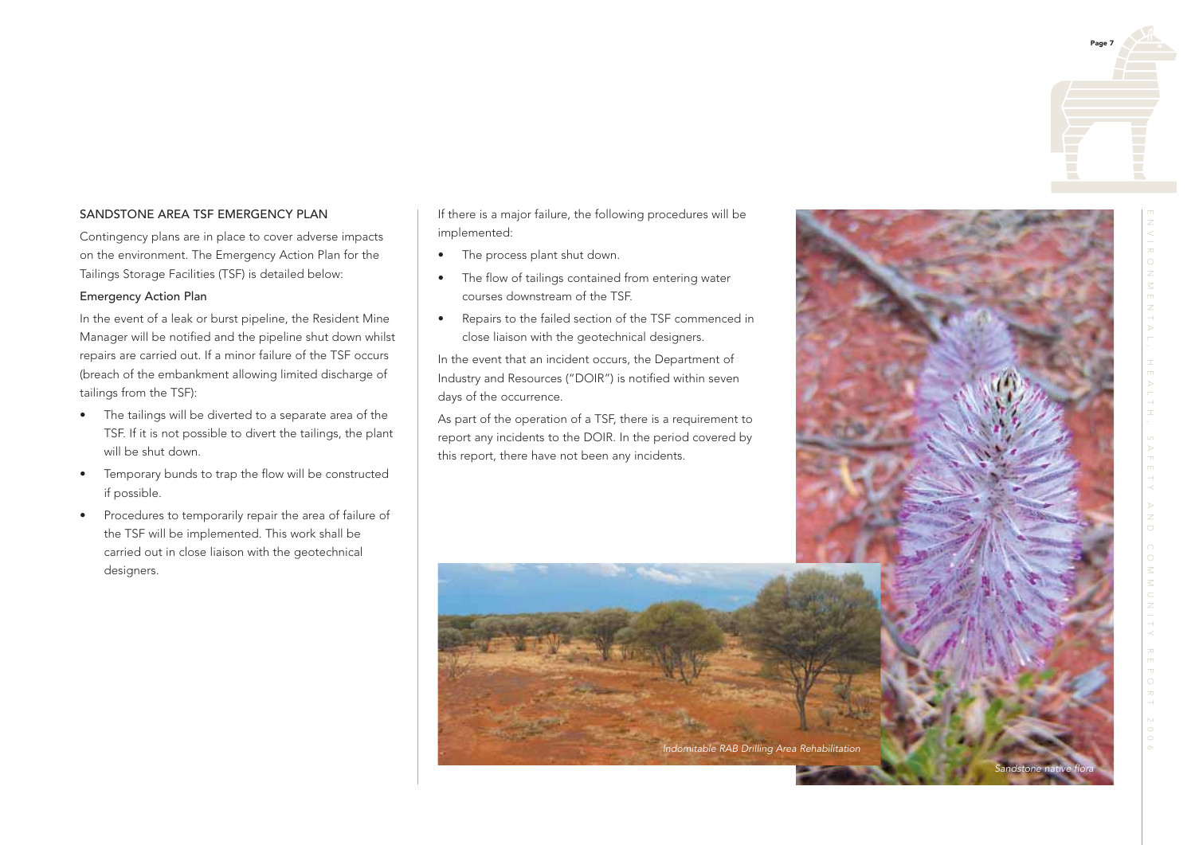## SANDSTONE AREA TSF EMERGENCY PLAN

Contingency plans are in place to cover adverse impacts on the environment. The Emergency Action Plan for the Tailings Storage Facilities (TSF) is detailed below:

### Emergency Action Plan

In the event of a leak or burst pipeline, the Resident Mine Manager will be notified and the pipeline shut down whilst repairs are carried out. If a minor failure of the TSF occurs (breach of the embankment allowing limited discharge of tailings from the TSF):

- The tailings will be diverted to a separate area of the TSF. If it is not possible to divert the tailings, the plant will be shut down.
- Temporary bunds to trap the flow will be constructed if possible.
- Procedures to temporarily repair the area of failure of the TSF will be implemented. This work shall be carried out in close liaison with the geotechnical designers.

If there is a major failure, the following procedures will be implemented:

- The process plant shut down.
- The flow of tailings contained from entering water courses downstream of the TSF.
- Repairs to the failed section of the TSF commenced in close liaison with the geotechnical designers.

In the event that an incident occurs, the Department of Industry and Resources ("DOIR") is notified within seven days of the occurrence.

As part of the operation of a TSF, there is a requirement to report any incidents to the DOIR. In the period covered by this report, there have not been any incidents.

*Indomitable RAB Drilling Area Rehabilitation*

*Sandstone native flora*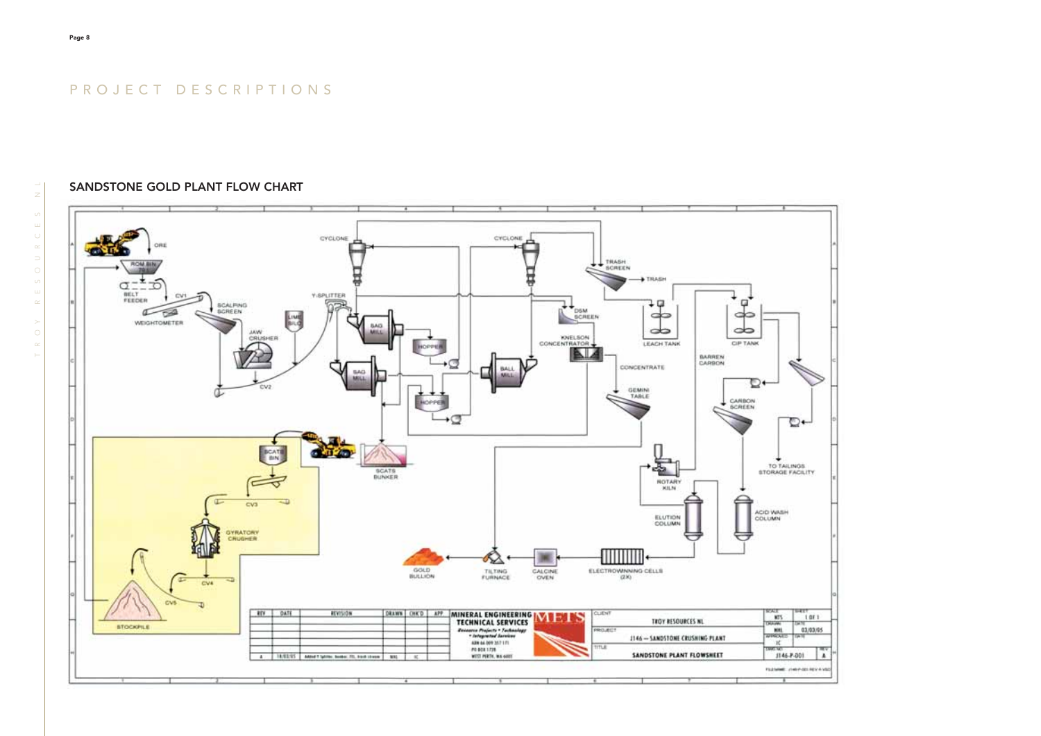# PROJECT DESCRIPTIONS

## SANDSTONE GOLD PLANT FLOW CHART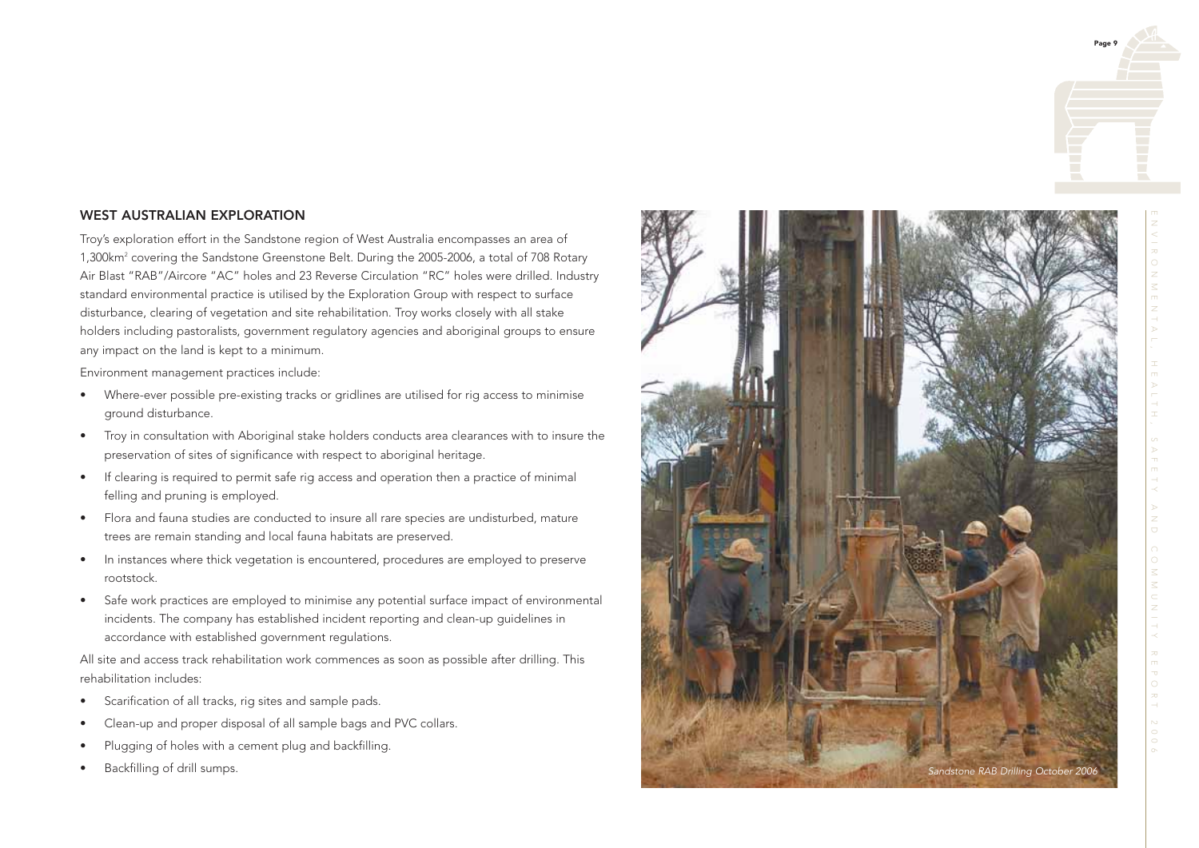## WEST AUSTRALIAN EXPLORATION

Troy's exploration effort in the Sandstone region of West Australia encompasses an area of 1,300km$^2$ covering the Sandstone Greenstone Belt. During the 2005-2006, a total of 708 Rotary Air Blast "RAB"/Aircore "AC" holes and 23 Reverse Circulation "RC" holes were drilled. Industry standard environmental practice is utilised by the Exploration Group with respect to surface disturbance, clearing of vegetation and site rehabilitation. Troy works closely with all stake holders including pastoralists, government regulatory agencies and aboriginal groups to ensure any impact on the land is kept to a minimum.

Environment management practices include:

- Where-ever possible pre-existing tracks or gridlines are utilised for rig access to minimise ground disturbance.
- Troy in consultation with Aboriginal stake holders conducts area clearances with to insure the preservation of sites of significance with respect to aboriginal heritage.
- If clearing is required to permit safe rig access and operation then a practice of minimal felling and pruning is employed.
- Flora and fauna studies are conducted to insure all rare species are undisturbed, mature trees are remain standing and local fauna habitats are preserved.
- In instances where thick vegetation is encountered, procedures are employed to preserve rootstock.
- Safe work practices are employed to minimise any potential surface impact of environmental incidents. The company has established incident reporting and clean-up guidelines in accordance with established government regulations.

All site and access track rehabilitation work commences as soon as possible after drilling. This rehabilitation includes:

- Scarification of all tracks, rig sites and sample pads.
- Clean-up and proper disposal of all sample bags and PVC collars.
- Plugging of holes with a cement plug and backfilling.
- Backfilling of drill sumps.

*Sandstone RAB Drilling October 2006*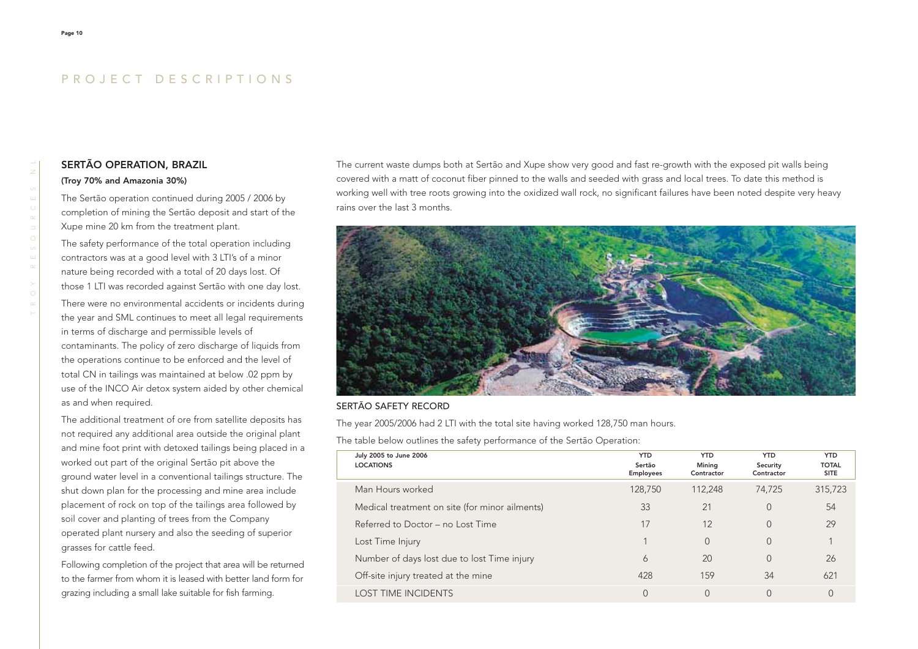# PROJECT DESCRIPTIONS

## SERTÃO OPERATION, BRAZIL

**(Troy 70% and Amazonia 30%)**

The Sertão operation continued during 2005 / 2006 by completion of mining the Sertão deposit and start of the Xupe mine 20 km from the treatment plant.

The safety performance of the total operation including contractors was at a good level with 3 LTI's of a minor nature being recorded with a total of 20 days lost. Of those 1 LTI was recorded against Sertão with one day lost.

There were no environmental accidents or incidents during the year and SML continues to meet all legal requirements in terms of discharge and permissible levels of contaminants. The policy of zero discharge of liquids from the operations continue to be enforced and the level of total CN in tailings was maintained at below .02 ppm by use of the INCO Air detox system aided by other chemical as and when required.

The additional treatment of ore from satellite deposits has not required any additional area outside the original plant and mine foot print with detoxed tailings being placed in a worked out part of the original Sertão pit above the ground water level in a conventional tailings structure. The shut down plan for the processing and mine area include placement of rock on top of the tailings area followed by soil cover and planting of trees from the Company operated plant nursery and also the seeding of superior grasses for cattle feed.

Following completion of the project that area will be returned to the farmer from whom it is leased with better land form for grazing including a small lake suitable for fish farming.

The current waste dumps both at Sertão and Xupe show very good and fast re-growth with the exposed pit walls being covered with a matt of coconut fiber pinned to the walls and seeded with grass and local trees. To date this method is working well with tree roots growing into the oxidized wall rock, no significant failures have been noted despite very heavy rains over the last 3 months.

### SERTÃO SAFETY RECORD

The year 2005/2006 had 2 LTI with the total site having worked 128,750 man hours.

The table below outlines the safety performance of the Sertão Operation:

| July 2005 to June 2006 LOCATIONS | YTD Sertão Employees | YTD Mining Contractor | YTD Security Contractor | YTD TOTAL SITE |
|---|---|---|---|---|
| Man Hours worked | 128,750 | 112,248 | 74,725 | 315,723 |
| Medical treatment on site (for minor ailments) | 33 | 21 | 0 | 54 |
| Referred to Doctor – no Lost Time | 17 | 12 | 0 | 29 |
| Lost Time Injury | 1 | 0 | 0 | 1 |
| Number of days lost due to lost Time injury | 6 | 20 | 0 | 26 |
| Off-site injury treated at the mine | 428 | 159 | 34 | 621 |
| LOST TIME INCIDENTS | 0 | 0 | 0 | 0 |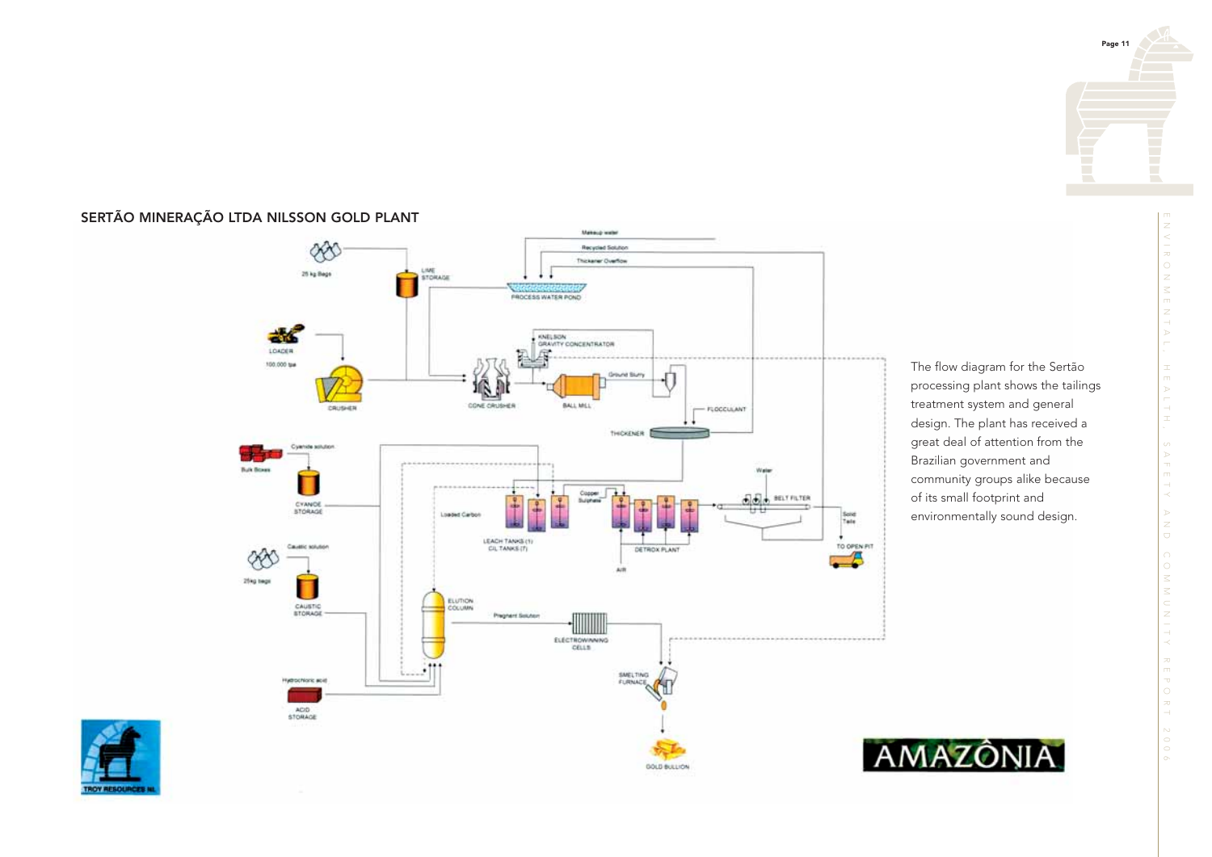## SERTÃO MINERAÇÃO LTDA NILSSON GOLD PLANT

The flow diagram for the Sertão processing plant shows the tailings treatment system and general design. The plant has received a great deal of attention from the Brazilian government and community groups alike because of its small footprint and environmentally sound design.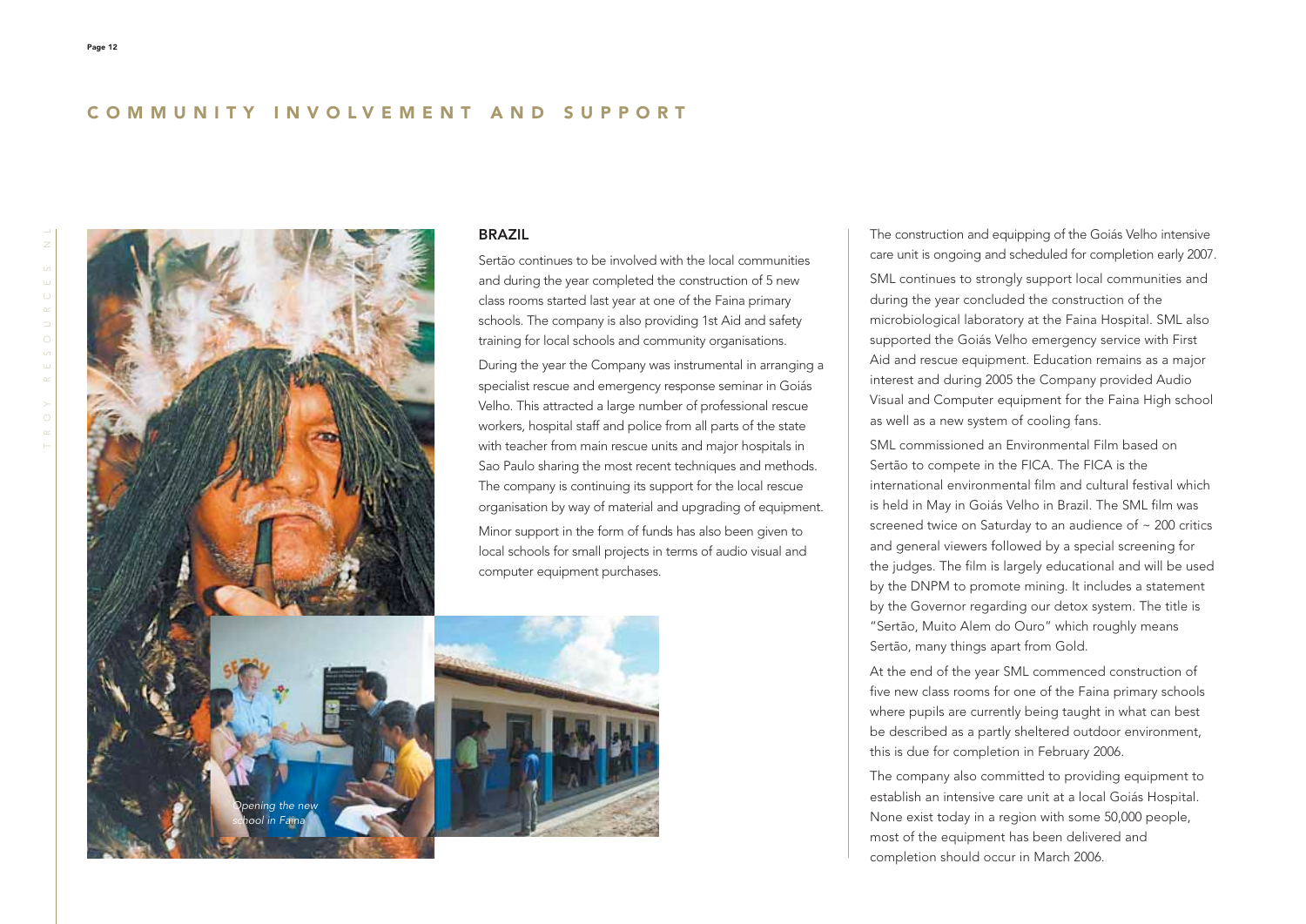# COMMUNITY INVOLVEMENT AND SUPPORT

*Opening the new school in Faina*

## BRAZIL

Sertão continues to be involved with the local communities and during the year completed the construction of 5 new class rooms started last year at one of the Faina primary schools. The company is also providing 1st Aid and safety training for local schools and community organisations.

During the year the Company was instrumental in arranging a specialist rescue and emergency response seminar in Goiás Velho. This attracted a large number of professional rescue workers, hospital staff and police from all parts of the state with teacher from main rescue units and major hospitals in Sao Paulo sharing the most recent techniques and methods. The company is continuing its support for the local rescue organisation by way of material and upgrading of equipment.

Minor support in the form of funds has also been given to local schools for small projects in terms of audio visual and computer equipment purchases.

The construction and equipping of the Goiás Velho intensive care unit is ongoing and scheduled for completion early 2007.

SML continues to strongly support local communities and during the year concluded the construction of the microbiological laboratory at the Faina Hospital. SML also supported the Goiás Velho emergency service with First Aid and rescue equipment. Education remains as a major interest and during 2005 the Company provided Audio Visual and Computer equipment for the Faina High school as well as a new system of cooling fans.

SML commissioned an Environmental Film based on Sertão to compete in the FICA. The FICA is the international environmental film and cultural festival which is held in May in Goiás Velho in Brazil. The SML film was screened twice on Saturday to an audience of ~ 200 critics and general viewers followed by a special screening for the judges. The film is largely educational and will be used by the DNPM to promote mining. It includes a statement by the Governor regarding our detox system. The title is "Sertão, Muito Alem do Ouro" which roughly means Sertão, many things apart from Gold.

At the end of the year SML commenced construction of five new class rooms for one of the Faina primary schools where pupils are currently being taught in what can best be described as a partly sheltered outdoor environment, this is due for completion in February 2006.

The company also committed to providing equipment to establish an intensive care unit at a local Goiás Hospital. None exist today in a region with some 50,000 people, most of the equipment has been delivered and completion should occur in March 2006.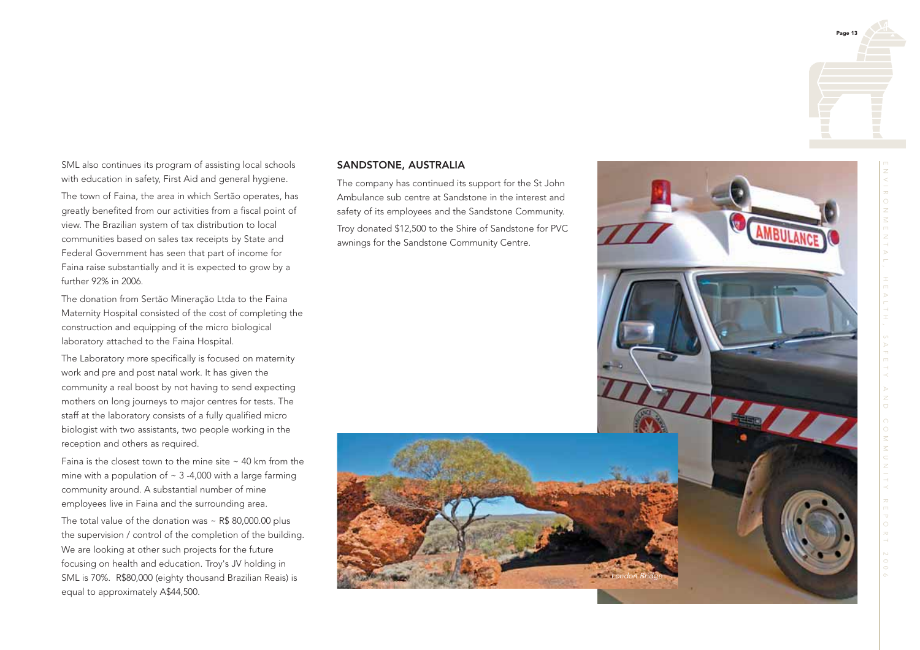SML also continues its program of assisting local schools with education in safety, First Aid and general hygiene.

The town of Faina, the area in which Sertão operates, has greatly benefited from our activities from a fiscal point of view. The Brazilian system of tax distribution to local communities based on sales tax receipts by State and Federal Government has seen that part of income for Faina raise substantially and it is expected to grow by a further 92% in 2006.

The donation from Sertão Mineração Ltda to the Faina Maternity Hospital consisted of the cost of completing the construction and equipping of the micro biological laboratory attached to the Faina Hospital.

The Laboratory more specifically is focused on maternity work and pre and post natal work. It has given the community a real boost by not having to send expecting mothers on long journeys to major centres for tests. The staff at the laboratory consists of a fully qualified micro biologist with two assistants, two people working in the reception and others as required.

Faina is the closest town to the mine site ~ 40 km from the mine with a population of ~ 3 -4,000 with a large farming community around. A substantial number of mine employees live in Faina and the surrounding area.

The total value of the donation was ~ R$ 80,000.00 plus the supervision / control of the completion of the building. We are looking at other such projects for the future focusing on health and education. Troy's JV holding in SML is 70%. R$80,000 (eighty thousand Brazilian Reais) is equal to approximately A$44,500.

## SANDSTONE, AUSTRALIA

The company has continued its support for the St John Ambulance sub centre at Sandstone in the interest and safety of its employees and the Sandstone Community.

Troy donated $12,500 to the Shire of Sandstone for PVC awnings for the Sandstone Community Centre.

*London Bridge*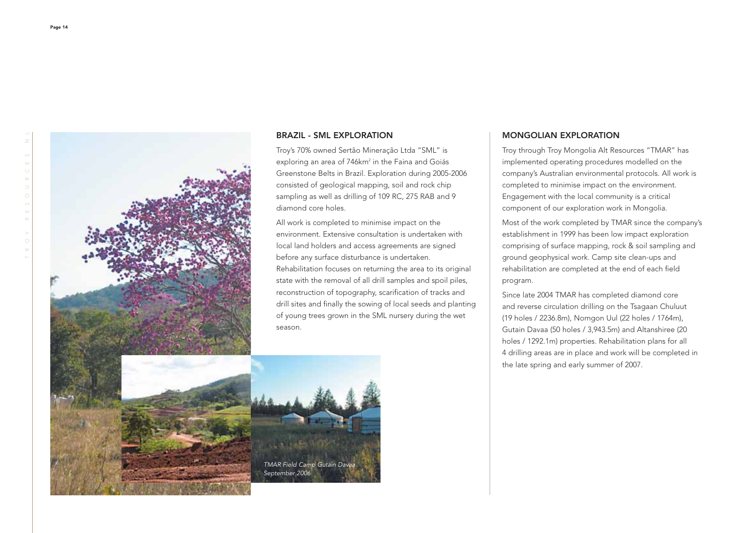## BRAZIL - SML EXPLORATION

Troy's 70% owned Sertão Mineração Ltda "SML" is exploring an area of 746km$^2$ in the Faina and Goiás Greenstone Belts in Brazil. Exploration during 2005-2006 consisted of geological mapping, soil and rock chip sampling as well as drilling of 109 RC, 275 RAB and 9 diamond core holes.

All work is completed to minimise impact on the environment. Extensive consultation is undertaken with local land holders and access agreements are signed before any surface disturbance is undertaken. Rehabilitation focuses on returning the area to its original state with the removal of all drill samples and spoil piles, reconstruction of topography, scarification of tracks and drill sites and finally the sowing of local seeds and planting of young trees grown in the SML nursery during the wet season.

*TMAR Field Camp Gutain Davaa September 2006*

## MONGOLIAN EXPLORATION

Troy through Troy Mongolia Alt Resources "TMAR" has implemented operating procedures modelled on the company's Australian environmental protocols. All work is completed to minimise impact on the environment. Engagement with the local community is a critical component of our exploration work in Mongolia.

Most of the work completed by TMAR since the company's establishment in 1999 has been low impact exploration comprising of surface mapping, rock & soil sampling and ground geophysical work. Camp site clean-ups and rehabilitation are completed at the end of each field program.

Since late 2004 TMAR has completed diamond core and reverse circulation drilling on the Tsagaan Chuluut (19 holes / 2236.8m), Nomgon Uul (22 holes / 1764m), Gutain Davaa (50 holes / 3,943.5m) and Altanshiree (20 holes / 1292.1m) properties. Rehabilitation plans for all 4 drilling areas are in place and work will be completed in the late spring and early summer of 2007.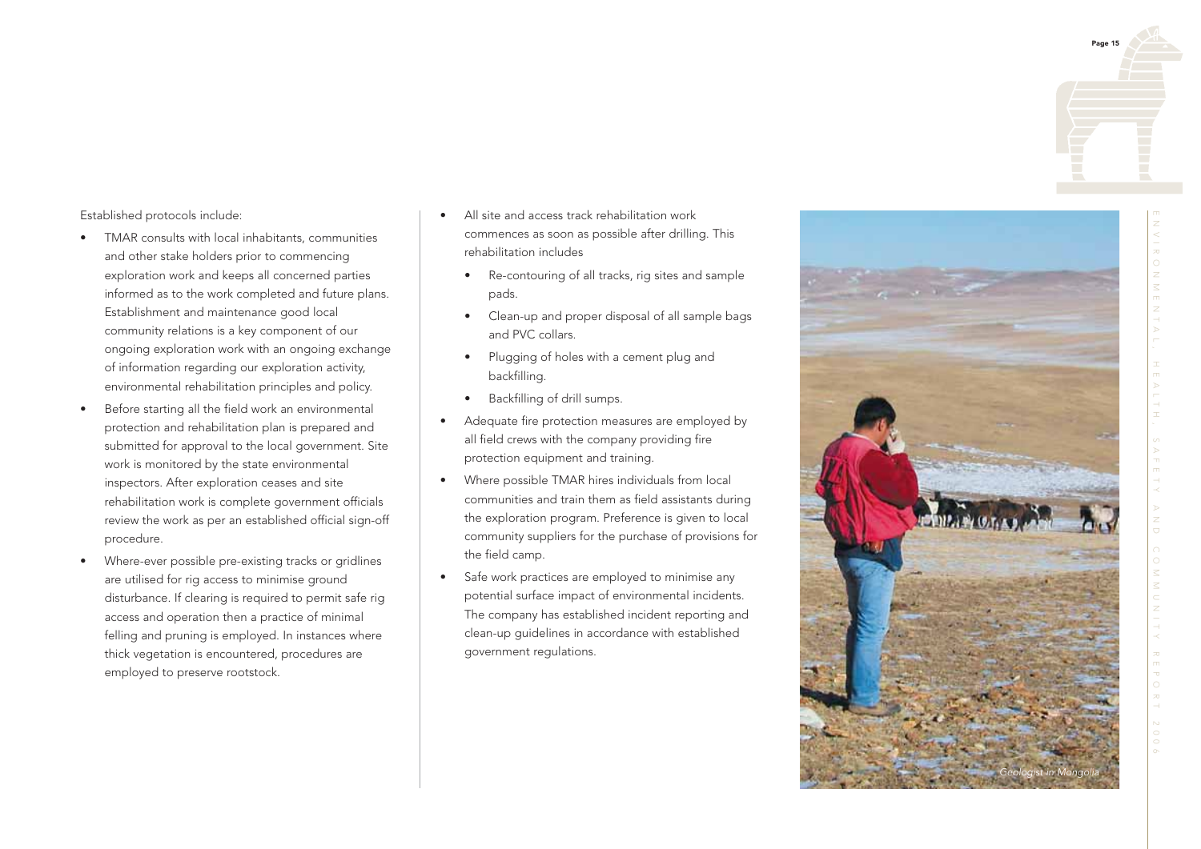Established protocols include:

- TMAR consults with local inhabitants, communities and other stake holders prior to commencing exploration work and keeps all concerned parties informed as to the work completed and future plans. Establishment and maintenance good local community relations is a key component of our ongoing exploration work with an ongoing exchange of information regarding our exploration activity, environmental rehabilitation principles and policy.
- Before starting all the field work an environmental protection and rehabilitation plan is prepared and submitted for approval to the local government. Site work is monitored by the state environmental inspectors. After exploration ceases and site rehabilitation work is complete government officials review the work as per an established official sign-off procedure.
- Where-ever possible pre-existing tracks or gridlines are utilised for rig access to minimise ground disturbance. If clearing is required to permit safe rig access and operation then a practice of minimal felling and pruning is employed. In instances where thick vegetation is encountered, procedures are employed to preserve rootstock.
- All site and access track rehabilitation work commences as soon as possible after drilling. This rehabilitation includes
  - Re-contouring of all tracks, rig sites and sample pads.
  - Clean-up and proper disposal of all sample bags and PVC collars.
  - Plugging of holes with a cement plug and backfilling.
  - Backfilling of drill sumps.
- Adequate fire protection measures are employed by all field crews with the company providing fire protection equipment and training.
- Where possible TMAR hires individuals from local communities and train them as field assistants during the exploration program. Preference is given to local community suppliers for the purchase of provisions for the field camp.
- Safe work practices are employed to minimise any potential surface impact of environmental incidents. The company has established incident reporting and clean-up guidelines in accordance with established government regulations.

*Geologist in Mongolia*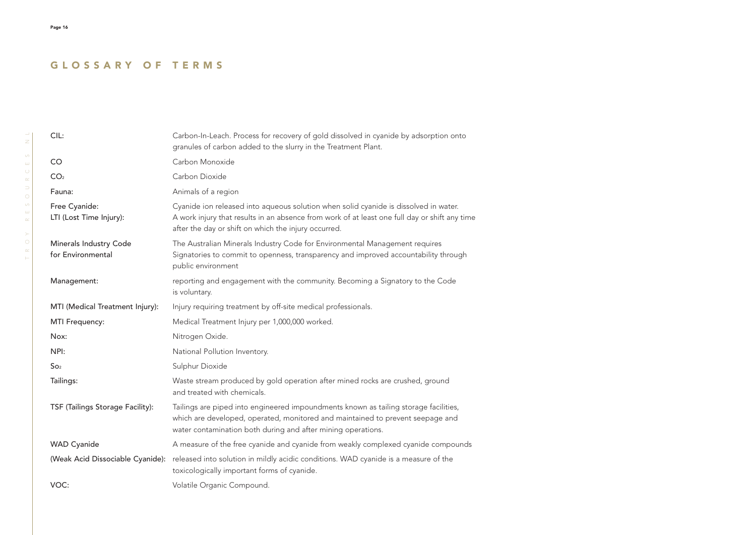# GLOSSARY OF TERMS

| | |
|---|---|
| CIL: | Carbon-In-Leach. Process for recovery of gold dissolved in cyanide by adsorption onto granules of carbon added to the slurry in the Treatment Plant. |
| CO | Carbon Monoxide |
| $CO_2$ | Carbon Dioxide |
| Fauna: | Animals of a region |
| Free Cyanide: | Cyanide ion released into aqueous solution when solid cyanide is dissolved in water. |
| LTI (Lost Time Injury): | A work injury that results in an absence from work of at least one full day or shift any time after the day or shift on which the injury occurred. |
| Minerals Industry Code for Environmental Management: | The Australian Minerals Industry Code for Environmental Management requires Signatories to commit to openness, transparency and improved accountability through public environment reporting and engagement with the community. Becoming a Signatory to the Code is voluntary. |
| MTI (Medical Treatment Injury): | Injury requiring treatment by off-site medical professionals. |
| MTI Frequency: | Medical Treatment Injury per 1,000,000 worked. |
| Nox: | Nitrogen Oxide. |
| NPI: | National Pollution Inventory. |
| $So_2$ | Sulphur Dioxide |
| Tailings: | Waste stream produced by gold operation after mined rocks are crushed, ground and treated with chemicals. |
| TSF (Tailings Storage Facility): | Tailings are piped into engineered impoundments known as tailing storage facilities, which are developed, operated, monitored and maintained to prevent seepage and water contamination both during and after mining operations. |
| WAD Cyanide (Weak Acid Dissociable Cyanide): | A measure of the free cyanide and cyanide from weakly complexed cyanide compounds released into solution in mildly acidic conditions. WAD cyanide is a measure of the toxicologically important forms of cyanide. |
| VOC: | Volatile Organic Compound. |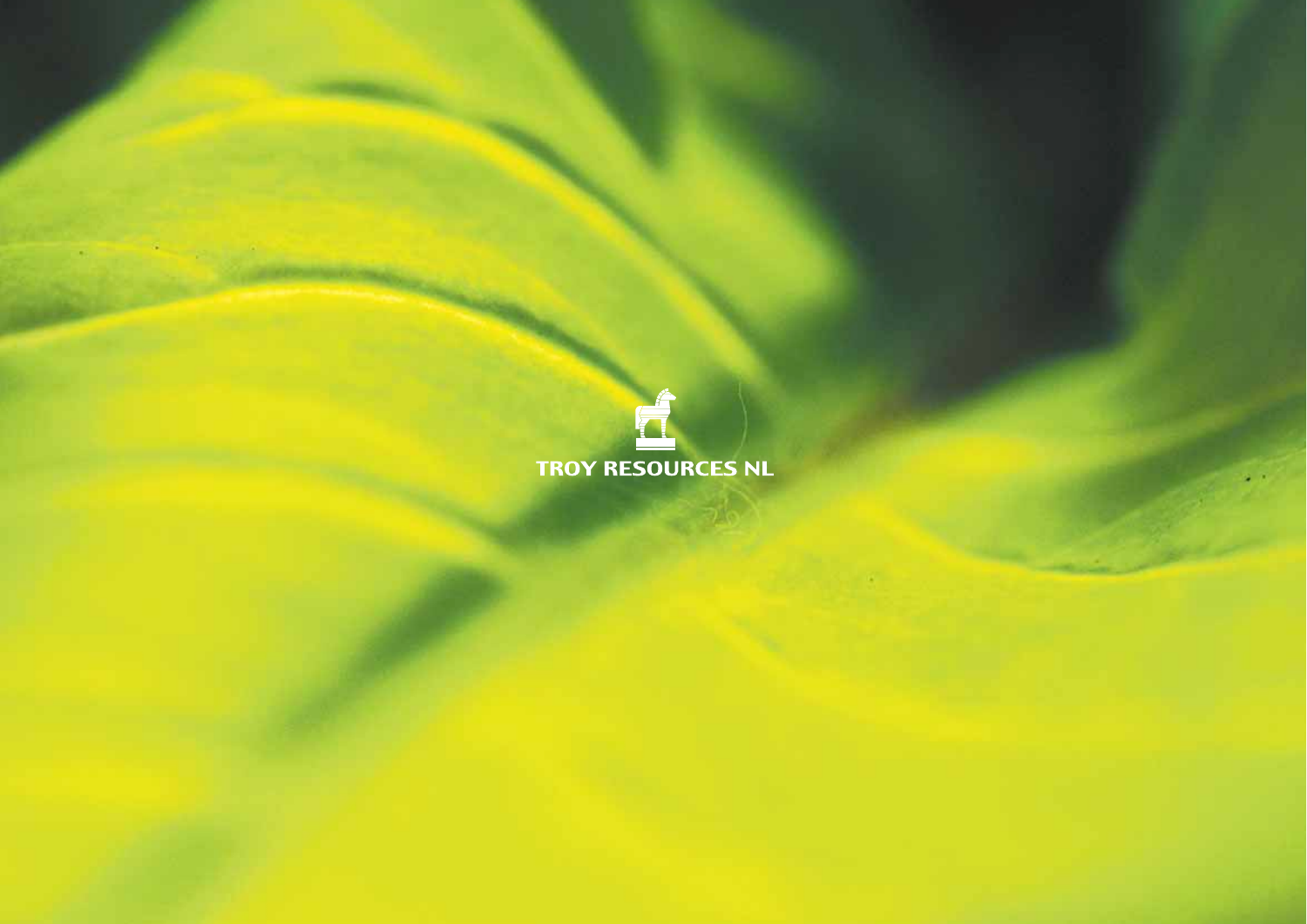TROY RESOURCES NL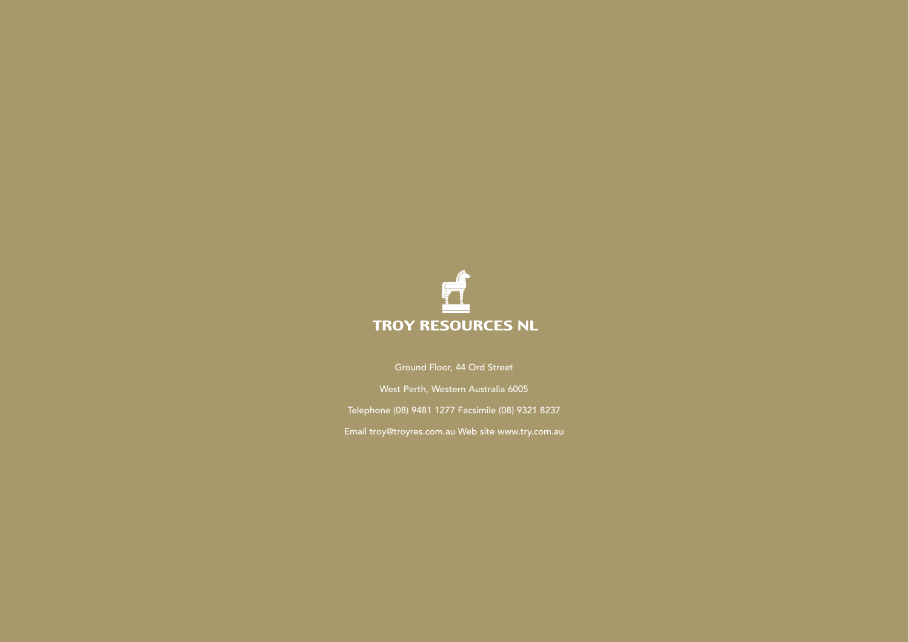**TROY RESOURCES NL**

Ground Floor, 44 Ord Street

West Perth, Western Australia 6005

Telephone (08) 9481 1277 Facsimile (08) 9321 8237

Email troy@troyres.com.au Web site www.try.com.au